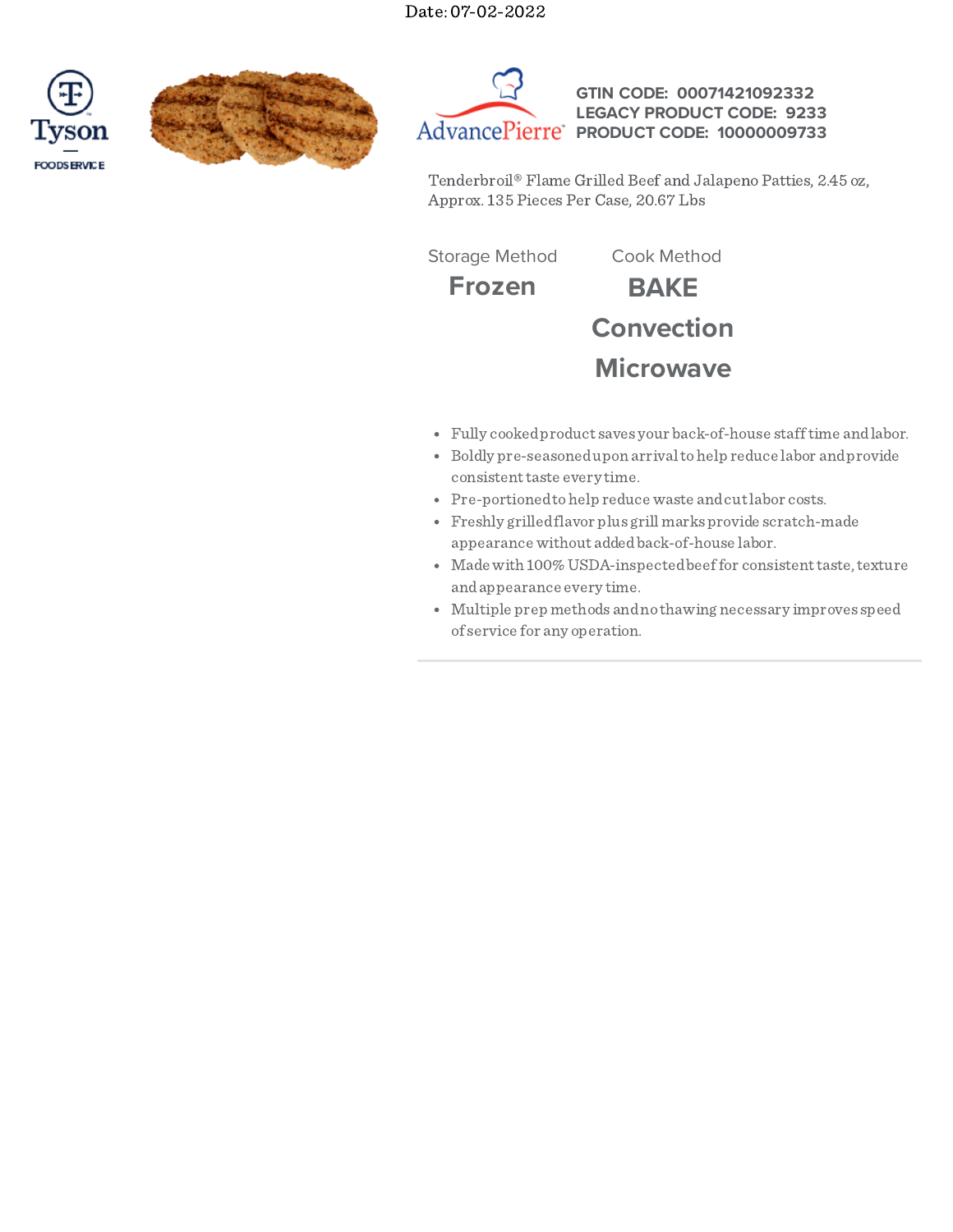Date: 07-02-2022

Tyson FOODSERVICE

AdvancePierre

**GTIN CODE: 00071421092332**
**LEGACY PRODUCT CODE: 9233**
**PRODUCT CODE: 10000009733**

Tenderbroil® Flame Grilled Beef and Jalapeno Patties, 2.45 oz, Approx. 135 Pieces Per Case, 20.67 Lbs

| Storage Method | Cook Method |
| --- | --- |
| **Frozen** | **BAKE**<br>**Convection**<br>**Microwave** |

- Fully cooked product saves your back-of-house staff time and labor.
- Boldly pre-seasoned upon arrival to help reduce labor and provide consistent taste every time.
- Pre-portioned to help reduce waste and cut labor costs.
- Freshly grilled flavor plus grill marks provide scratch-made appearance without added back-of-house labor.
- Made with 100% USDA-inspected beef for consistent taste, texture and appearance every time.
- Multiple prep methods and no thawing necessary improves speed of service for any operation.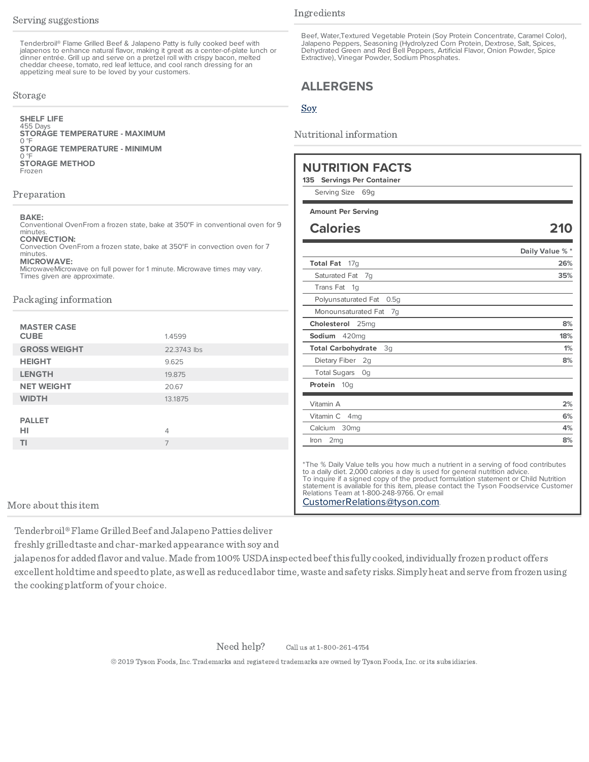## Serving suggestions

Tenderbroil® Flame Grilled Beef & Jalapeno Patty is fully cooked beef with jalapenos to enhance natural flavor, making it great as a center-of-plate lunch or dinner entrée. Grill up and serve on a pretzel roll with crispy bacon, melted cheddar cheese, tomato, red leaf lettuce, and cool ranch dressing for an appetizing meal sure to be loved by your customers.

## Storage

**SHELF LIFE**
455 Days
**STORAGE TEMPERATURE - MAXIMUM**
0 °F
**STORAGE TEMPERATURE - MINIMUM**
0 °F
**STORAGE METHOD**
Frozen

## Preparation

**BAKE:**
Conventional OvenFrom a frozen state, bake at 350°F in conventional oven for 9 minutes.
**CONVECTION:**
Convection OvenFrom a frozen state, bake at 350°F in convection oven for 7 minutes.
**MICROWAVE:**
MicrowaveMicrowave on full power for 1 minute. Microwave times may vary. Times given are approximate.

## Packaging information

| | |
|---|---|
| **MASTER CASE** | |
| **CUBE** | 1.4599 |
| **GROSS WEIGHT** | 22.3743 lbs |
| **HEIGHT** | 9.625 |
| **LENGTH** | 19.875 |
| **NET WEIGHT** | 20.67 |
| **WIDTH** | 13.1875 |
| **PALLET** | |
| **HI** | 4 |
| **TI** | 7 |

## Ingredients

Beef, Water,Textured Vegetable Protein (Soy Protein Concentrate, Caramel Color), Jalapeno Peppers, Seasoning (Hydrolyzed Corn Protein, Dextrose, Salt, Spices, Dehydrated Green and Red Bell Peppers, Artificial Flavor, Onion Powder, Spice Extractive), Vinegar Powder, Sodium Phosphates.

## ALLERGENS

Soy

## Nutritional information

**NUTRITION FACTS**
**135 Servings Per Container**
Serving Size 69g

**Amount Per Serving**

| | | |
|---|---|---|
| **Calories** | 210 | |
| | | **Daily Value % \*** |
| **Total Fat** | 17g | 26% |
| Saturated Fat | 7g | 35% |
| Trans Fat | 1g | |
| Polyunsaturated Fat | 0.5g | |
| Monounsaturated Fat | 7g | |
| **Cholesterol** | 25mg | 8% |
| **Sodium** | 420mg | 18% |
| **Total Carbohydrate** | 3g | 1% |
| Dietary Fiber | 2g | 8% |
| Total Sugars | 0g | |
| **Protein** | 10g | |
| Vitamin A | | 2% |
| Vitamin C | 4mg | 6% |
| Calcium | 30mg | 4% |
| Iron | 2mg | 8% |

*The % Daily Value tells you how much a nutrient in a serving of food contributes to a daily diet. 2,000 calories a day is used for general nutrition advice.
To inquire if a signed copy of the product formulation statement or Child Nutrition statement is available for this item, please contact the Tyson Foodservice Customer Relations Team at 1-800-248-9766. Or email CustomerRelations@tyson.com.

## More about this item

Tenderbroil® Flame Grilled Beef and Jalapeno Patties deliver freshly grilled taste and char-marked appearance with soy and jalapenos for added flavor and value. Made from 100% USDA inspected beef this fully cooked, individually frozen product offers excellent hold time and speed to plate, as well as reduced labor time, waste and safety risks. Simply heat and serve from frozen using the cooking platform of your choice.

Need help? Call us at 1-800-261-4754

© 2019 Tyson Foods, Inc. Trademarks and registered trademarks are owned by Tyson Foods, Inc. or its subsidiaries.